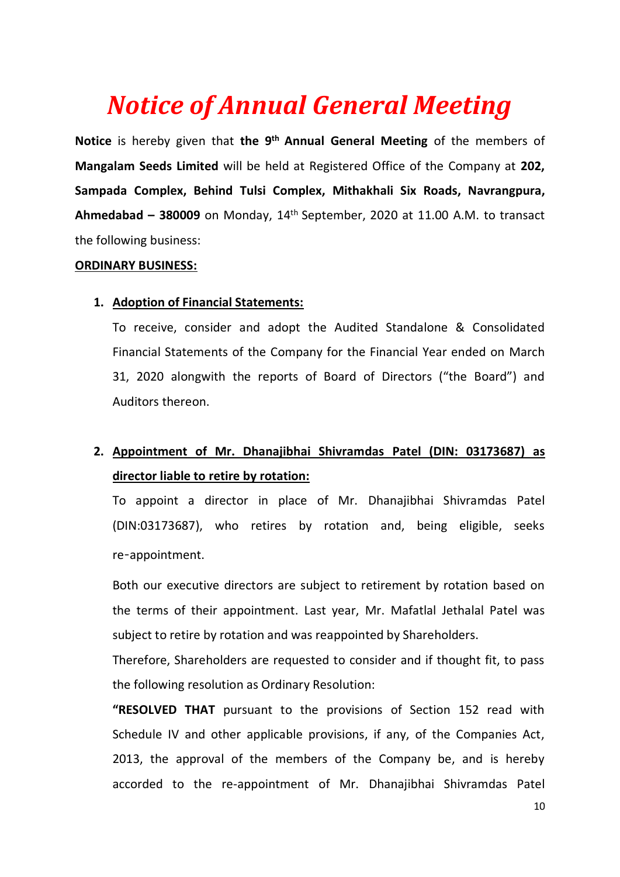# *Notice of Annual General Meeting*

**Notice** is hereby given that **the 9th Annual General Meeting** of the members of **Mangalam Seeds Limited** will be held at Registered Office of the Company at **202, Sampada Complex, Behind Tulsi Complex, Mithakhali Six Roads, Navrangpura, Ahmedabad – 380009** on Monday, 14th September, 2020 at 11.00 A.M. to transact the following business:

**ORDINARY BUSINESS:**

1. **Adoption of Financial Statements:**

   To receive, consider and adopt the Audited Standalone & Consolidated Financial Statements of the Company for the Financial Year ended on March 31, 2020 alongwith the reports of Board of Directors ("the Board") and Auditors thereon.

2. **Appointment of Mr. Dhanajibhai Shivramdas Patel (DIN: 03173687) as director liable to retire by rotation:**

   To appoint a director in place of Mr. Dhanajibhai Shivramdas Patel (DIN:03173687), who retires by rotation and, being eligible, seeks re-appointment.

   Both our executive directors are subject to retirement by rotation based on the terms of their appointment. Last year, Mr. Mafatlal Jethalal Patel was subject to retire by rotation and was reappointed by Shareholders.

   Therefore, Shareholders are requested to consider and if thought fit, to pass the following resolution as Ordinary Resolution:

   **"RESOLVED THAT** pursuant to the provisions of Section 152 read with Schedule IV and other applicable provisions, if any, of the Companies Act, 2013, the approval of the members of the Company be, and is hereby accorded to the re-appointment of Mr. Dhanajibhai Shivramdas Patel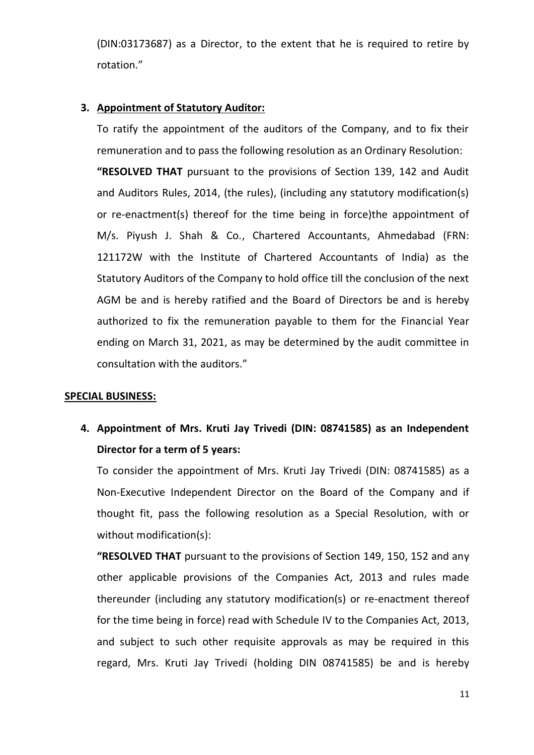(DIN:03173687) as a Director, to the extent that he is required to retire by rotation."

3. **Appointment of Statutory Auditor:**

   To ratify the appointment of the auditors of the Company, and to fix their remuneration and to pass the following resolution as an Ordinary Resolution:

   **"RESOLVED THAT** pursuant to the provisions of Section 139, 142 and Audit and Auditors Rules, 2014, (the rules), (including any statutory modification(s) or re-enactment(s) thereof for the time being in force)the appointment of M/s. Piyush J. Shah & Co., Chartered Accountants, Ahmedabad (FRN: 121172W with the Institute of Chartered Accountants of India) as the Statutory Auditors of the Company to hold office till the conclusion of the next AGM be and is hereby ratified and the Board of Directors be and is hereby authorized to fix the remuneration payable to them for the Financial Year ending on March 31, 2021, as may be determined by the audit committee in consultation with the auditors."

**SPECIAL BUSINESS:**

4. **Appointment of Mrs. Kruti Jay Trivedi (DIN: 08741585) as an Independent Director for a term of 5 years:**

   To consider the appointment of Mrs. Kruti Jay Trivedi (DIN: 08741585) as a Non-Executive Independent Director on the Board of the Company and if thought fit, pass the following resolution as a Special Resolution, with or without modification(s):

   **"RESOLVED THAT** pursuant to the provisions of Section 149, 150, 152 and any other applicable provisions of the Companies Act, 2013 and rules made thereunder (including any statutory modification(s) or re-enactment thereof for the time being in force) read with Schedule IV to the Companies Act, 2013, and subject to such other requisite approvals as may be required in this regard, Mrs. Kruti Jay Trivedi (holding DIN 08741585) be and is hereby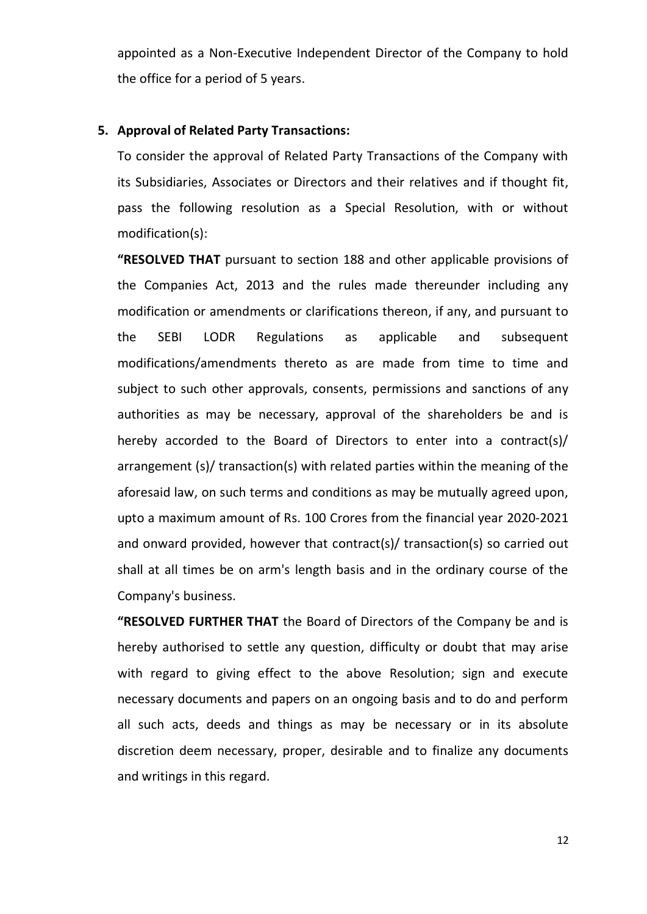appointed as a Non-Executive Independent Director of the Company to hold the office for a period of 5 years.

**5. Approval of Related Party Transactions:**

To consider the approval of Related Party Transactions of the Company with its Subsidiaries, Associates or Directors and their relatives and if thought fit, pass the following resolution as a Special Resolution, with or without modification(s):

**"RESOLVED THAT** pursuant to section 188 and other applicable provisions of the Companies Act, 2013 and the rules made thereunder including any modification or amendments or clarifications thereon, if any, and pursuant to the SEBI LODR Regulations as applicable and subsequent modifications/amendments thereto as are made from time to time and subject to such other approvals, consents, permissions and sanctions of any authorities as may be necessary, approval of the shareholders be and is hereby accorded to the Board of Directors to enter into a contract(s)/ arrangement (s)/ transaction(s) with related parties within the meaning of the aforesaid law, on such terms and conditions as may be mutually agreed upon, upto a maximum amount of Rs. 100 Crores from the financial year 2020-2021 and onward provided, however that contract(s)/ transaction(s) so carried out shall at all times be on arm's length basis and in the ordinary course of the Company's business.

**"RESOLVED FURTHER THAT** the Board of Directors of the Company be and is hereby authorised to settle any question, difficulty or doubt that may arise with regard to giving effect to the above Resolution; sign and execute necessary documents and papers on an ongoing basis and to do and perform all such acts, deeds and things as may be necessary or in its absolute discretion deem necessary, proper, desirable and to finalize any documents and writings in this regard.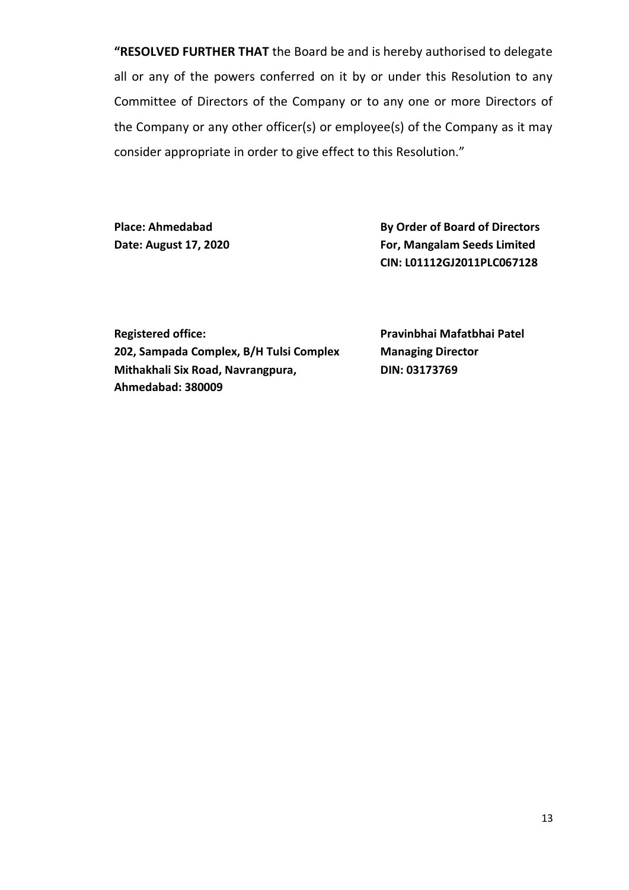**"RESOLVED FURTHER THAT** the Board be and is hereby authorised to delegate all or any of the powers conferred on it by or under this Resolution to any Committee of Directors of the Company or to any one or more Directors of the Company or any other officer(s) or employee(s) of the Company as it may consider appropriate in order to give effect to this Resolution."

**Place: Ahmedabad**
**Date: August 17, 2020**

**By Order of Board of Directors**
**For, Mangalam Seeds Limited**
**CIN: L01112GJ2011PLC067128**

**Registered office:**
**202, Sampada Complex, B/H Tulsi Complex**
**Mithakhali Six Road, Navrangpura,**
**Ahmedabad: 380009**

**Pravinbhai Mafatbhai Patel**
**Managing Director**
**DIN: 03173769**